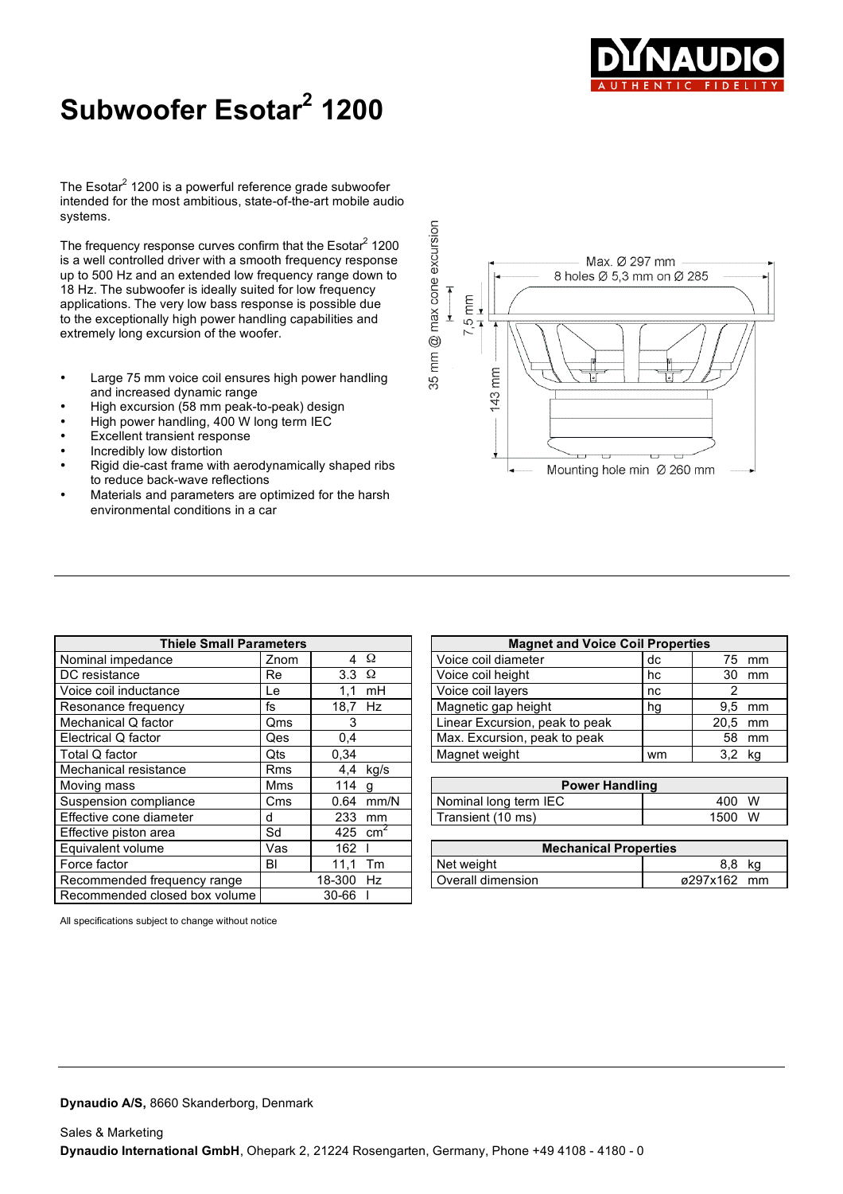DYNAUDIO
AUTHENTIC FIDELITY

# Subwoofer Esotar² 1200

The Esotar² 1200 is a powerful reference grade subwoofer intended for the most ambitious, state-of-the-art mobile audio systems.

The frequency response curves confirm that the Esotar² 1200 is a well controlled driver with a smooth frequency response up to 500 Hz and an extended low frequency range down to 18 Hz. The subwoofer is ideally suited for low frequency applications. The very low bass response is possible due to the exceptionally high power handling capabilities and extremely long excursion of the woofer.

- Large 75 mm voice coil ensures high power handling and increased dynamic range
- High excursion (58 mm peak-to-peak) design
- High power handling, 400 W long term IEC
- Excellent transient response
- Incredibly low distortion
- Rigid die-cast frame with aerodynamically shaped ribs to reduce back-wave reflections
- Materials and parameters are optimized for the harsh environmental conditions in a car

Max. Ø 297 mm
8 holes Ø 5,3 mm on Ø 285
35 mm @ max cone excursion
7,5 mm
143 mm
Mounting hole min Ø 260 mm

| Thiele Small Parameters | | |
|---|---|---|
| Nominal impedance | Znom | 4 Ω |
| DC resistance | Re | 3.3 Ω |
| Voice coil inductance | Le | 1,1 mH |
| Resonance frequency | fs | 18,7 Hz |
| Mechanical Q factor | Qms | 3 |
| Electrical Q factor | Qes | 0,4 |
| Total Q factor | Qts | 0,34 |
| Mechanical resistance | Rms | 4,4 kg/s |
| Moving mass | Mms | 114 g |
| Suspension compliance | Cms | 0.64 mm/N |
| Effective cone diameter | d | 233 mm |
| Effective piston area | Sd | 425 cm² |
| Equivalent volume | Vas | 162 l |
| Force factor | Bl | 11,1 Tm |
| Recommended frequency range | | 18-300 Hz |
| Recommended closed box volume | | 30-66 l |

| Magnet and Voice Coil Properties | | |
|---|---|---|
| Voice coil diameter | dc | 75 mm |
| Voice coil height | hc | 30 mm |
| Voice coil layers | nc | 2 |
| Magnetic gap height | hg | 9,5 mm |
| Linear Excursion, peak to peak | | 20,5 mm |
| Max. Excursion, peak to peak | | 58 mm |
| Magnet weight | wm | 3,2 kg |

| Power Handling | |
|---|---|
| Nominal long term IEC | 400 W |
| Transient (10 ms) | 1500 W |

| Mechanical Properties | |
|---|---|
| Net weight | 8,8 kg |
| Overall dimension | ø297x162 mm |

All specifications subject to change without notice

**Dynaudio A/S,** 8660 Skanderborg, Denmark

Sales & Marketing
**Dynaudio International GmbH**, Ohepark 2, 21224 Rosengarten, Germany, Phone +49 4108 - 4180 - 0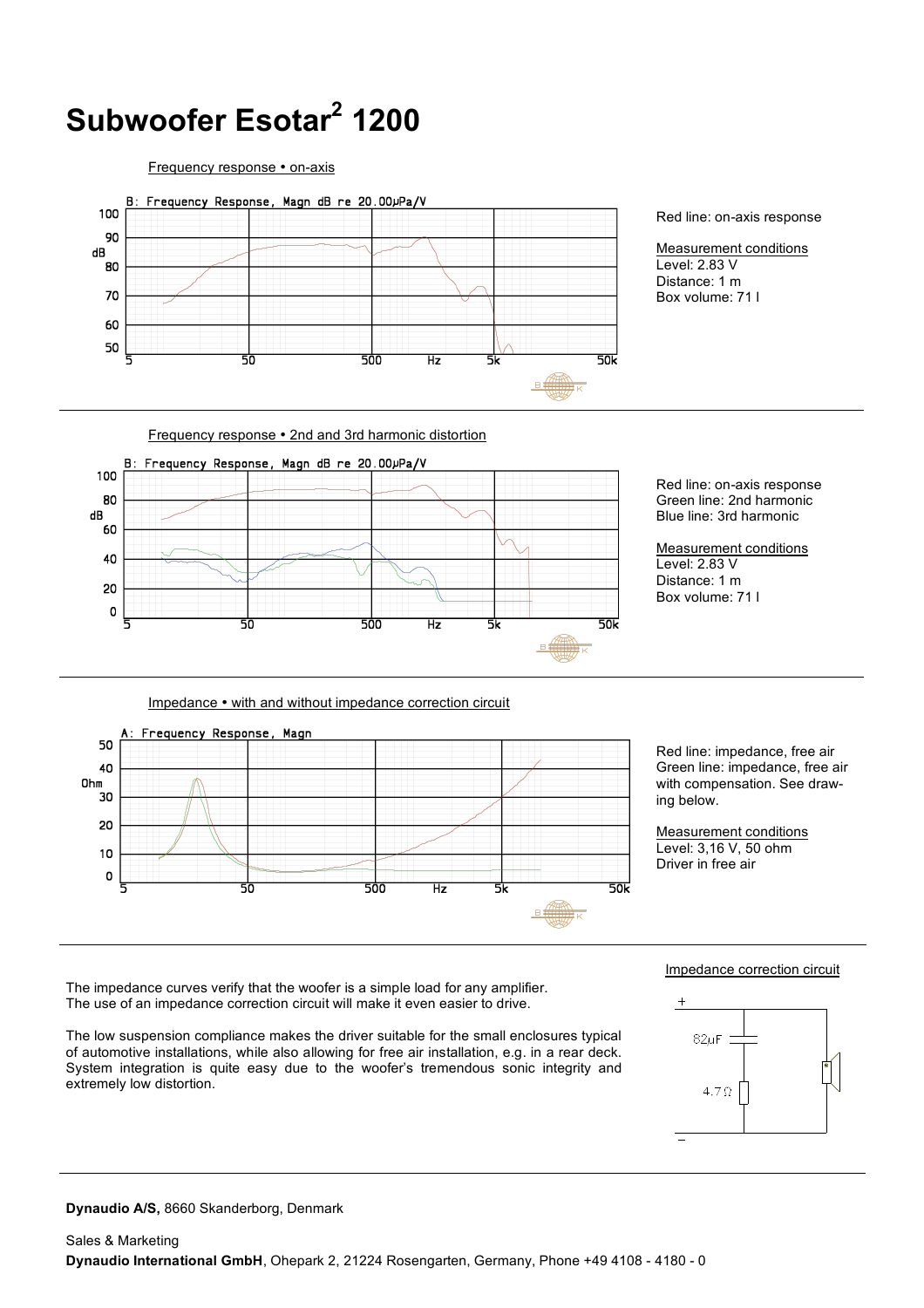# Subwoofer Esotar$^2$ 1200

Frequency response • on-axis

B: Frequency Response, Magn dB re 20.00µPa/V

100
90
dB
80
70
60
50
5
50
500
Hz
5k
50k

Red line: on-axis response

Measurement conditions
Level: 2.83 V
Distance: 1 m
Box volume: 71 l

Frequency response • 2nd and 3rd harmonic distortion

B: Frequency Response, Magn dB re 20.00µPa/V

100
80
dB
60
40
20
0
5
50
500
Hz
5k
50k

Red line: on-axis response
Green line: 2nd harmonic
Blue line: 3rd harmonic

Measurement conditions
Level: 2.83 V
Distance: 1 m
Box volume: 71 l

Impedance • with and without impedance correction circuit

A: Frequency Response, Magn

50
40
Ohm
30
20
10
0
5
50
500
Hz
5k
50k

Red line: impedance, free air
Green line: impedance, free air with compensation. See drawing below.

Measurement conditions
Level: 3,16 V, 50 ohm
Driver in free air

The impedance curves verify that the woofer is a simple load for any amplifier. The use of an impedance correction circuit will make it even easier to drive.

The low suspension compliance makes the driver suitable for the small enclosures typical of automotive installations, while also allowing for free air installation, e.g. in a rear deck. System integration is quite easy due to the woofer's tremendous sonic integrity and extremely low distortion.

Impedance correction circuit

+
82µF
4.7Ω
–

**Dynaudio A/S,** 8660 Skanderborg, Denmark

Sales & Marketing
**Dynaudio International GmbH**, Ohepark 2, 21224 Rosengarten, Germany, Phone +49 4108 - 4180 - 0